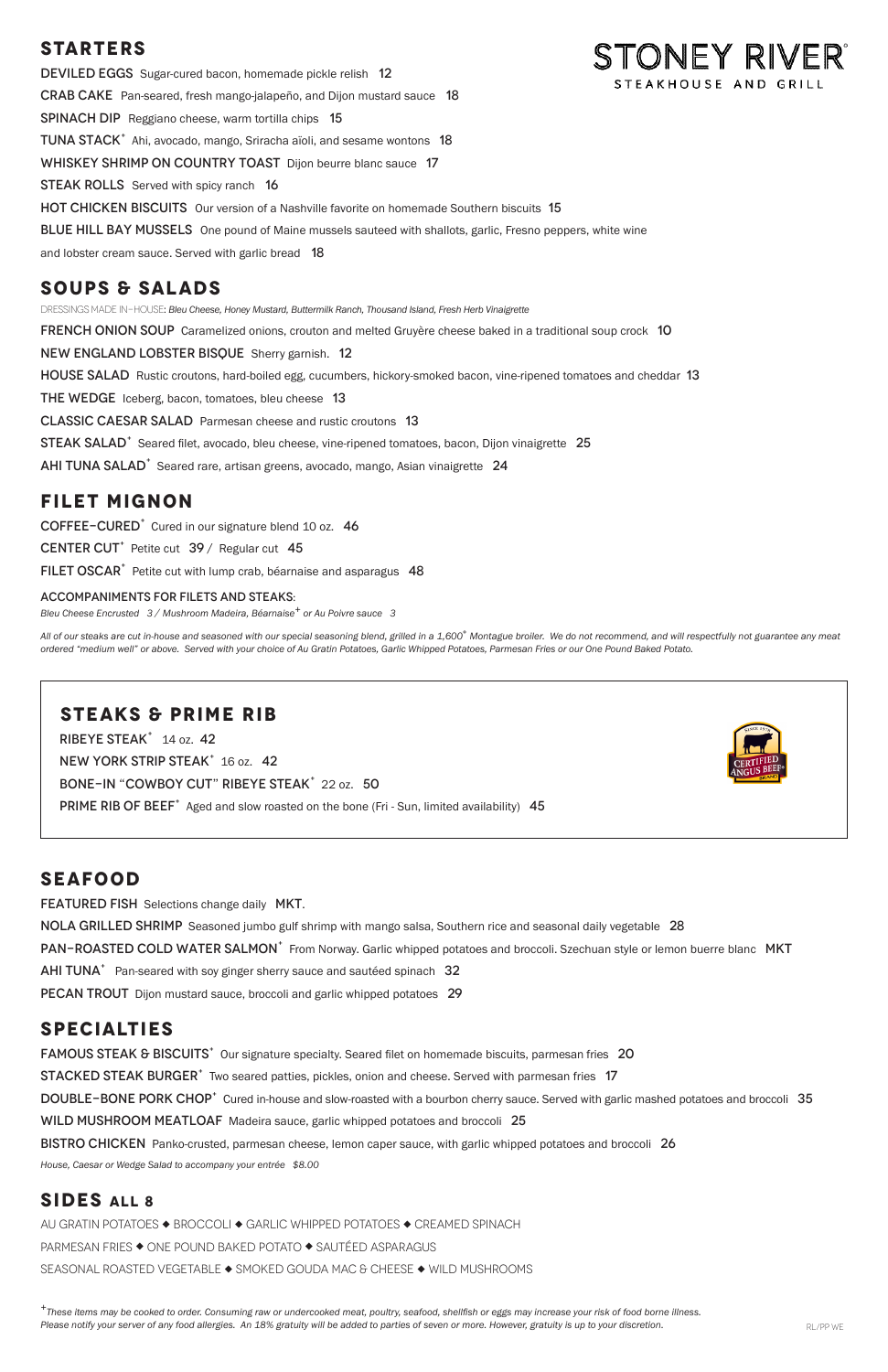# STONEY RIVER®

STEAKHOUSE AND GRILL

## STARTERS

DEVILED EGGS Sugar-cured bacon, homemade pickle relish 12

CRAB CAKE Pan-seared, fresh mango-jalapeño, and Dijon mustard sauce 18

SPINACH DIP Reggiano cheese, warm tortilla chips 15

TUNA STACK+ Ahi, avocado, mango, Sriracha aïoli, and sesame wontons 18

WHISKEY SHRIMP ON COUNTRY TOAST Dijon beurre blanc sauce 17

STEAK ROLLS Served with spicy ranch 16

HOT CHICKEN BISCUITS Our version of a Nashville favorite on homemade Southern biscuits 15

BLUE HILL BAY MUSSELS One pound of Maine mussels sauteed with shallots, garlic, Fresno peppers, white wine and lobster cream sauce. Served with garlic bread 18

## SOUPS & SALADS

DRESSINGS MADE IN-HOUSE: *Bleu Cheese, Honey Mustard, Buttermilk Ranch, Thousand Island, Fresh Herb Vinaigrette*

FRENCH ONION SOUP Caramelized onions, crouton and melted Gruyère cheese baked in a traditional soup crock 10

NEW ENGLAND LOBSTER BISQUE Sherry garnish. 12

HOUSE SALAD Rustic croutons, hard-boiled egg, cucumbers, hickory-smoked bacon, vine-ripened tomatoes and cheddar 13

THE WEDGE Iceberg, bacon, tomatoes, bleu cheese 13

CLASSIC CAESAR SALAD Parmesan cheese and rustic croutons 13

STEAK SALAD+ Seared filet, avocado, bleu cheese, vine-ripened tomatoes, bacon, Dijon vinaigrette 25

AHI TUNA SALAD+ Seared rare, artisan greens, avocado, mango, Asian vinaigrette 24

## FILET MIGNON

COFFEE-CURED+ Cured in our signature blend 10 oz. 46

CENTER CUT+ Petite cut 39 / Regular cut 45

FILET OSCAR+ Petite cut with lump crab, béarnaise and asparagus 48

ACCOMPANIMENTS FOR FILETS AND STEAKS:

*Bleu Cheese Encrusted 3 / Mushroom Madeira, Béarnaise+ or Au Poivre sauce 3*

*All of our steaks are cut in-house and seasoned with our special seasoning blend, grilled in a 1,600° Montague broiler. We do not recommend, and will respectfully not guarantee any meat ordered "medium well" or above. Served with your choice of Au Gratin Potatoes, Garlic Whipped Potatoes, Parmesan Fries or our One Pound Baked Potato.*

## STEAKS & PRIME RIB

RIBEYE STEAK+ 14 oz. 42

NEW YORK STRIP STEAK+ 16 oz. 42

BONE-IN "COWBOY CUT" RIBEYE STEAK+ 22 oz. 50

PRIME RIB OF BEEF+ Aged and slow roasted on the bone (Fri - Sun, limited availability) 45

CERTIFIED ANGUS BEEF®

## SEAFOOD

FEATURED FISH Selections change daily MKT.

NOLA GRILLED SHRIMP Seasoned jumbo gulf shrimp with mango salsa, Southern rice and seasonal daily vegetable 28

PAN-ROASTED COLD WATER SALMON+ From Norway. Garlic whipped potatoes and broccoli. Szechuan style or lemon buerre blanc MKT

AHI TUNA+ Pan-seared with soy ginger sherry sauce and sautéed spinach 32

PECAN TROUT Dijon mustard sauce, broccoli and garlic whipped potatoes 29

## SPECIALTIES

FAMOUS STEAK & BISCUITS+ Our signature specialty. Seared filet on homemade biscuits, parmesan fries 20

STACKED STEAK BURGER+ Two seared patties, pickles, onion and cheese. Served with parmesan fries 17

DOUBLE-BONE PORK CHOP+ Cured in-house and slow-roasted with a bourbon cherry sauce. Served with garlic mashed potatoes and broccoli 35

WILD MUSHROOM MEATLOAF Madeira sauce, garlic whipped potatoes and broccoli 25

BISTRO CHICKEN Panko-crusted, parmesan cheese, lemon caper sauce, with garlic whipped potatoes and broccoli 26

*House, Caesar or Wedge Salad to accompany your entrée $8.00*

## SIDES ALL 8

AU GRATIN POTATOES ◆ BROCCOLI ◆ GARLIC WHIPPED POTATOES ◆ CREAMED SPINACH

PARMESAN FRIES ◆ ONE POUND BAKED POTATO ◆ SAUTÉED ASPARAGUS

SEASONAL ROASTED VEGETABLE ◆ SMOKED GOUDA MAC & CHEESE ◆ WILD MUSHROOMS

*+These items may be cooked to order. Consuming raw or undercooked meat, poultry, seafood, shellfish or eggs may increase your risk of food borne illness. Please notify your server of any food allergies. An 18% gratuity will be added to parties of seven or more. However, gratuity is up to your discretion.*

RL/PP WE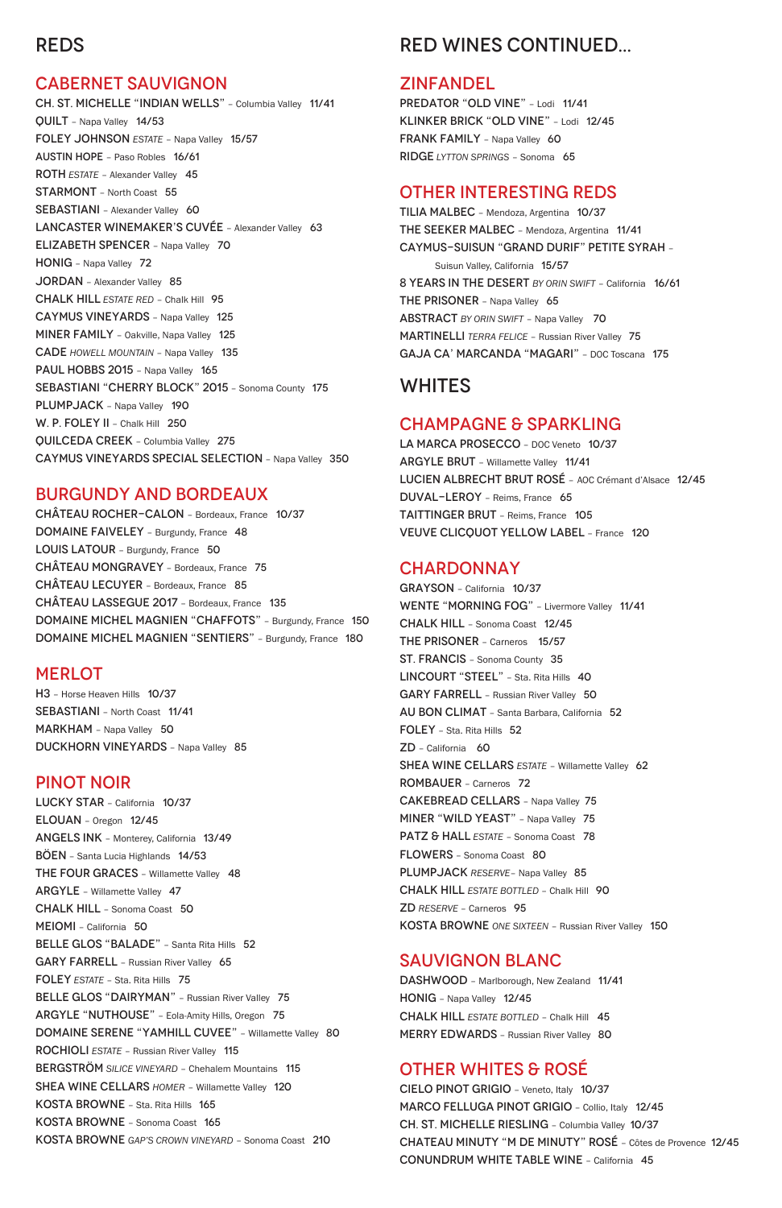# REDS

## CABERNET SAUVIGNON

CH. ST. MICHELLE "INDIAN WELLS" – Columbia Valley 11/41
QUILT – Napa Valley 14/53
FOLEY JOHNSON *ESTATE* – Napa Valley 15/57
AUSTIN HOPE – Paso Robles 16/61
ROTH *ESTATE* – Alexander Valley 45
STARMONT – North Coast 55
SEBASTIANI – Alexander Valley 60
LANCASTER WINEMAKER'S CUVÉE – Alexander Valley 63
ELIZABETH SPENCER – Napa Valley 70
HONIG – Napa Valley 72
JORDAN – Alexander Valley 85
CHALK HILL *ESTATE RED* – Chalk Hill 95
CAYMUS VINEYARDS – Napa Valley 125
MINER FAMILY – Oakville, Napa Valley 125
CADE *HOWELL MOUNTAIN* – Napa Valley 135
PAUL HOBBS 2015 – Napa Valley 165
SEBASTIANI "CHERRY BLOCK" 2015 – Sonoma County 175
PLUMPJACK – Napa Valley 190
W. P. FOLEY II – Chalk Hill 250
QUILCEDA CREEK – Columbia Valley 275
CAYMUS VINEYARDS SPECIAL SELECTION – Napa Valley 350

## BURGUNDY AND BORDEAUX

CHÂTEAU ROCHER-CALON – Bordeaux, France 10/37
DOMAINE FAIVELEY – Burgundy, France 48
LOUIS LATOUR – Burgundy, France 50
CHÂTEAU MONGRAVEY – Bordeaux, France 75
CHÂTEAU LECUYER – Bordeaux, France 85
CHÂTEAU LASSEGUE 2017 – Bordeaux, France 135
DOMAINE MICHEL MAGNIEN "CHAFFOTS" – Burgundy, France 150
DOMAINE MICHEL MAGNIEN "SENTIERS" – Burgundy, France 180

## MERLOT

H3 – Horse Heaven Hills 10/37
SEBASTIANI – North Coast 11/41
MARKHAM – Napa Valley 50
DUCKHORN VINEYARDS – Napa Valley 85

## PINOT NOIR

LUCKY STAR – California 10/37
ELOUAN – Oregon 12/45
ANGELS INK – Monterey, California 13/49
BÖEN – Santa Lucia Highlands 14/53
THE FOUR GRACES – Willamette Valley 48
ARGYLE – Willamette Valley 47
CHALK HILL – Sonoma Coast 50
MEIOMI – California 50
BELLE GLOS "BALADE" – Santa Rita Hills 52
GARY FARRELL – Russian River Valley 65
FOLEY *ESTATE* – Sta. Rita Hills 75
BELLE GLOS "DAIRYMAN" – Russian River Valley 75
ARGYLE "NUTHOUSE" – Eola-Amity Hills, Oregon 75
DOMAINE SERENE "YAMHILL CUVEE" – Willamette Valley 80
ROCHIOLI *ESTATE* – Russian River Valley 115
BERGSTRÖM *SILICE VINEYARD* – Chehalem Mountains 115
SHEA WINE CELLARS *HOMER* – Willamette Valley 120
KOSTA BROWNE – Sta. Rita Hills 165
KOSTA BROWNE – Sonoma Coast 165
KOSTA BROWNE *GAP'S CROWN VINEYARD* – Sonoma Coast 210

# RED WINES CONTINUED...

## ZINFANDEL

PREDATOR "OLD VINE" – Lodi 11/41
KLINKER BRICK "OLD VINE" – Lodi 12/45
FRANK FAMILY – Napa Valley 60
RIDGE *LYTTON SPRINGS* – Sonoma 65

## OTHER INTERESTING REDS

TILIA MALBEC – Mendoza, Argentina 10/37
THE SEEKER MALBEC – Mendoza, Argentina 11/41
CAYMUS-SUISUN "GRAND DURIF" PETITE SYRAH – Suisun Valley, California 15/57
8 YEARS IN THE DESERT *BY ORIN SWIFT* – California 16/61
THE PRISONER – Napa Valley 65
ABSTRACT *BY ORIN SWIFT* – Napa Valley 70
MARTINELLI *TERRA FELICE* – Russian River Valley 75
GAJA CA' MARCANDA "MAGARI" – DOC Toscana 175

# WHITES

## CHAMPAGNE & SPARKLING

LA MARCA PROSECCO – DOC Veneto 10/37
ARGYLE BRUT – Willamette Valley 11/41
LUCIEN ALBRECHT BRUT ROSÉ – AOC Crémant d'Alsace 12/45
DUVAL-LEROY – Reims, France 65
TAITTINGER BRUT – Reims, France 105
VEUVE CLICQUOT YELLOW LABEL – France 120

## CHARDONNAY

GRAYSON – California 10/37
WENTE "MORNING FOG" – Livermore Valley 11/41
CHALK HILL – Sonoma Coast 12/45
THE PRISONER – Carneros 15/57
ST. FRANCIS – Sonoma County 35
LINCOURT "STEEL" – Sta. Rita Hills 40
GARY FARRELL – Russian River Valley 50
AU BON CLIMAT – Santa Barbara, California 52
FOLEY – Sta. Rita Hills 52
ZD – California 60
SHEA WINE CELLARS *ESTATE* – Willamette Valley 62
ROMBAUER – Carneros 72
CAKEBREAD CELLARS – Napa Valley 75
MINER "WILD YEAST" – Napa Valley 75
PATZ & HALL *ESTATE* – Sonoma Coast 78
FLOWERS – Sonoma Coast 80
PLUMPJACK *RESERVE* – Napa Valley 85
CHALK HILL *ESTATE BOTTLED* – Chalk Hill 90
ZD *RESERVE* – Carneros 95
KOSTA BROWNE *ONE SIXTEEN* – Russian River Valley 150

## SAUVIGNON BLANC

DASHWOOD – Marlborough, New Zealand 11/41
HONIG – Napa Valley 12/45
CHALK HILL *ESTATE BOTTLED* – Chalk Hill 45
MERRY EDWARDS – Russian River Valley 80

## OTHER WHITES & ROSÉ

CIELO PINOT GRIGIO – Veneto, Italy 10/37
MARCO FELLUGA PINOT GRIGIO – Collio, Italy 12/45
CH. ST. MICHELLE RIESLING – Columbia Valley 10/37
CHATEAU MINUTY "M DE MINUTY" ROSÉ – Côtes de Provence 12/45
CONUNDRUM WHITE TABLE WINE – California 45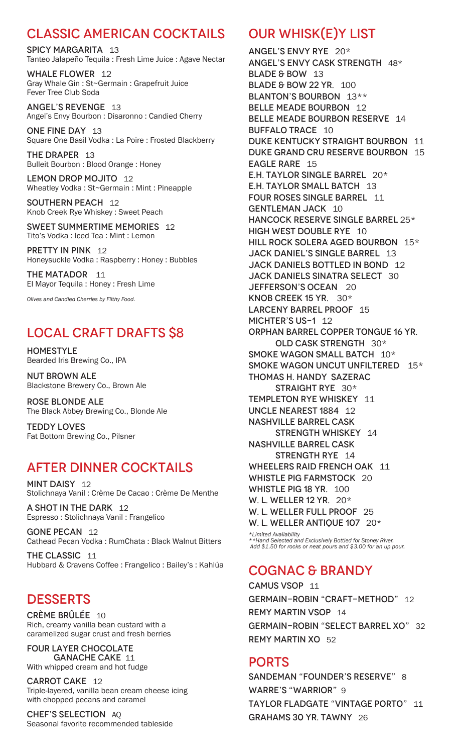## CLASSIC AMERICAN COCKTAILS

**SPICY MARGARITA** 13
Tanteo Jalapeño Tequila : Fresh Lime Juice : Agave Nectar

**WHALE FLOWER** 12
Gray Whale Gin : St~Germain : Grapefruit Juice
Fever Tree Club Soda

**ANGEL'S REVENGE** 13
Angel's Envy Bourbon : Disaronno : Candied Cherry

**ONE FINE DAY** 13
Square One Basil Vodka : La Poire : Frosted Blackberry

**THE DRAPER** 13
Bulleit Bourbon : Blood Orange : Honey

**LEMON DROP MOJITO** 12
Wheatley Vodka : St~Germain : Mint : Pineapple

**SOUTHERN PEACH** 12
Knob Creek Rye Whiskey : Sweet Peach

**SWEET SUMMERTIME MEMORIES** 12
Tito's Vodka : Iced Tea : Mint : Lemon

**PRETTY IN PINK** 12
Honeysuckle Vodka : Raspberry : Honey : Bubbles

**THE MATADOR** 11
El Mayor Tequila : Honey : Fresh Lime

*Olives and Candied Cherries by Filthy Food.*

## LOCAL CRAFT DRAFTS $8

**HOMESTYLE**
Bearded Iris Brewing Co., IPA

**NUT BROWN ALE**
Blackstone Brewery Co., Brown Ale

**ROSE BLONDE ALE**
The Black Abbey Brewing Co., Blonde Ale

**TEDDY LOVES**
Fat Bottom Brewing Co., Pilsner

## AFTER DINNER COCKTAILS

**MINT DAISY** 12
Stolichnaya Vanil : Crème De Cacao : Crème De Menthe

**A SHOT IN THE DARK** 12
Espresso : Stolichnaya Vanil : Frangelico

**GONE PECAN** 12
Cathead Pecan Vodka : RumChata : Black Walnut Bitters

**THE CLASSIC** 11
Hubbard & Cravens Coffee : Frangelico : Bailey's : Kahlúa

## DESSERTS

**CRÈME BRÛLÉE** 10
Rich, creamy vanilla bean custard with a caramelized sugar crust and fresh berries

**FOUR LAYER CHOCOLATE GANACHE CAKE** 11
With whipped cream and hot fudge

**CARROT CAKE** 12
Triple-layered, vanilla bean cream cheese icing with chopped pecans and caramel

**CHEF'S SELECTION** AQ
Seasonal favorite recommended tableside

## OUR WHISK(E)Y LIST

ANGEL'S ENVY RYE 20*
ANGEL'S ENVY CASK STRENGTH 48*
BLADE & BOW 13
BLADE & BOW 22 YR. 100
BLANTON'S BOURBON 13**
BELLE MEADE BOURBON 12
BELLE MEADE BOURBON RESERVE 14
BUFFALO TRACE 10
DUKE KENTUCKY STRAIGHT BOURBON 11
DUKE GRAND CRU RESERVE BOURBON 15
EAGLE RARE 15
E.H. TAYLOR SINGLE BARREL 20*
E.H. TAYLOR SMALL BATCH 13
FOUR ROSES SINGLE BARREL 11
GENTLEMAN JACK 10
HANCOCK RESERVE SINGLE BARREL 25*
HIGH WEST DOUBLE RYE 10
HILL ROCK SOLERA AGED BOURBON 15*
JACK DANIEL'S SINGLE BARREL 13
JACK DANIELS BOTTLED IN BOND 12
JACK DANIELS SINATRA SELECT 30
JEFFERSON'S OCEAN 20
KNOB CREEK 15 YR. 30*
LARCENY BARREL PROOF 15
MICHTER'S US-1 12
ORPHAN BARREL COPPER TONGUE 16 YR. OLD CASK STRENGTH 30*
SMOKE WAGON SMALL BATCH 10*
SMOKE WAGON UNCUT UNFILTERED 15*
THOMAS H. HANDY SAZERAC STRAIGHT RYE 30*
TEMPLETON RYE WHISKEY 11
UNCLE NEAREST 1884 12
NASHVILLE BARREL CASK STRENGTH WHISKEY 14
NASHVILLE BARREL CASK STRENGTH RYE 14
WHEELERS RAID FRENCH OAK 11
WHISTLE PIG FARMSTOCK 20
WHISTLE PIG 18 YR. 100
W. L. WELLER 12 YR. 20*
W. L. WELLER FULL PROOF 25
W. L. WELLER ANTIQUE 107 20*

*\*Limited Availability*
*\*\*Hand Selected and Exclusively Bottled for Stoney River.*
*Add $1.50 for rocks or neat pours and $3.00 for an up pour.*

## COGNAC & BRANDY

CAMUS VSOP 11
GERMAIN-ROBIN "CRAFT-METHOD" 12
REMY MARTIN VSOP 14
GERMAIN-ROBIN "SELECT BARREL XO" 32
REMY MARTIN XO 52

## PORTS

SANDEMAN "FOUNDER'S RESERVE" 8
WARRE'S "WARRIOR" 9
TAYLOR FLADGATE "VINTAGE PORTO" 11
GRAHAMS 30 YR. TAWNY 26